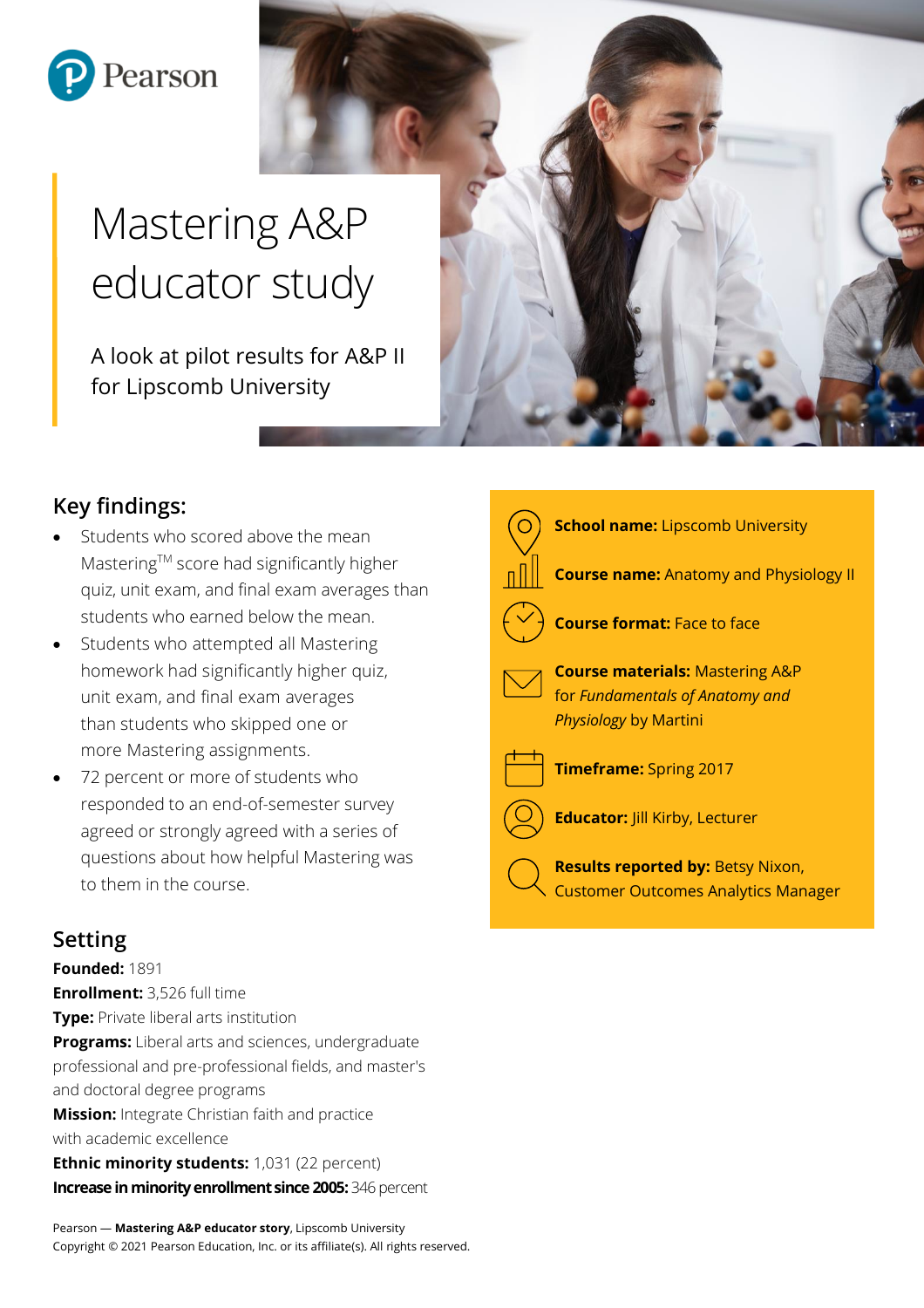Pearson

# Mastering A&P educator study

A look at pilot results for A&P II for Lipscomb University

## Key findings:

- Students who scored above the mean Mastering™ score had significantly higher quiz, unit exam, and final exam averages than students who earned below the mean.
- Students who attempted all Mastering homework had significantly higher quiz, unit exam, and final exam averages than students who skipped one or more Mastering assignments.
- 72 percent or more of students who responded to an end-of-semester survey agreed or strongly agreed with a series of questions about how helpful Mastering was to them in the course.

**School name:** Lipscomb University

**Course name:** Anatomy and Physiology II

**Course format:** Face to face

**Course materials:** Mastering A&P for *Fundamentals of Anatomy and Physiology* by Martini

**Timeframe:** Spring 2017

**Educator:** Jill Kirby, Lecturer

**Results reported by:** Betsy Nixon, Customer Outcomes Analytics Manager

## Setting

**Founded:** 1891
**Enrollment:** 3,526 full time
**Type:** Private liberal arts institution
**Programs:** Liberal arts and sciences, undergraduate professional and pre-professional fields, and master's and doctoral degree programs
**Mission:** Integrate Christian faith and practice with academic excellence
**Ethnic minority students:** 1,031 (22 percent)
**Increase in minority enrollment since 2005:** 346 percent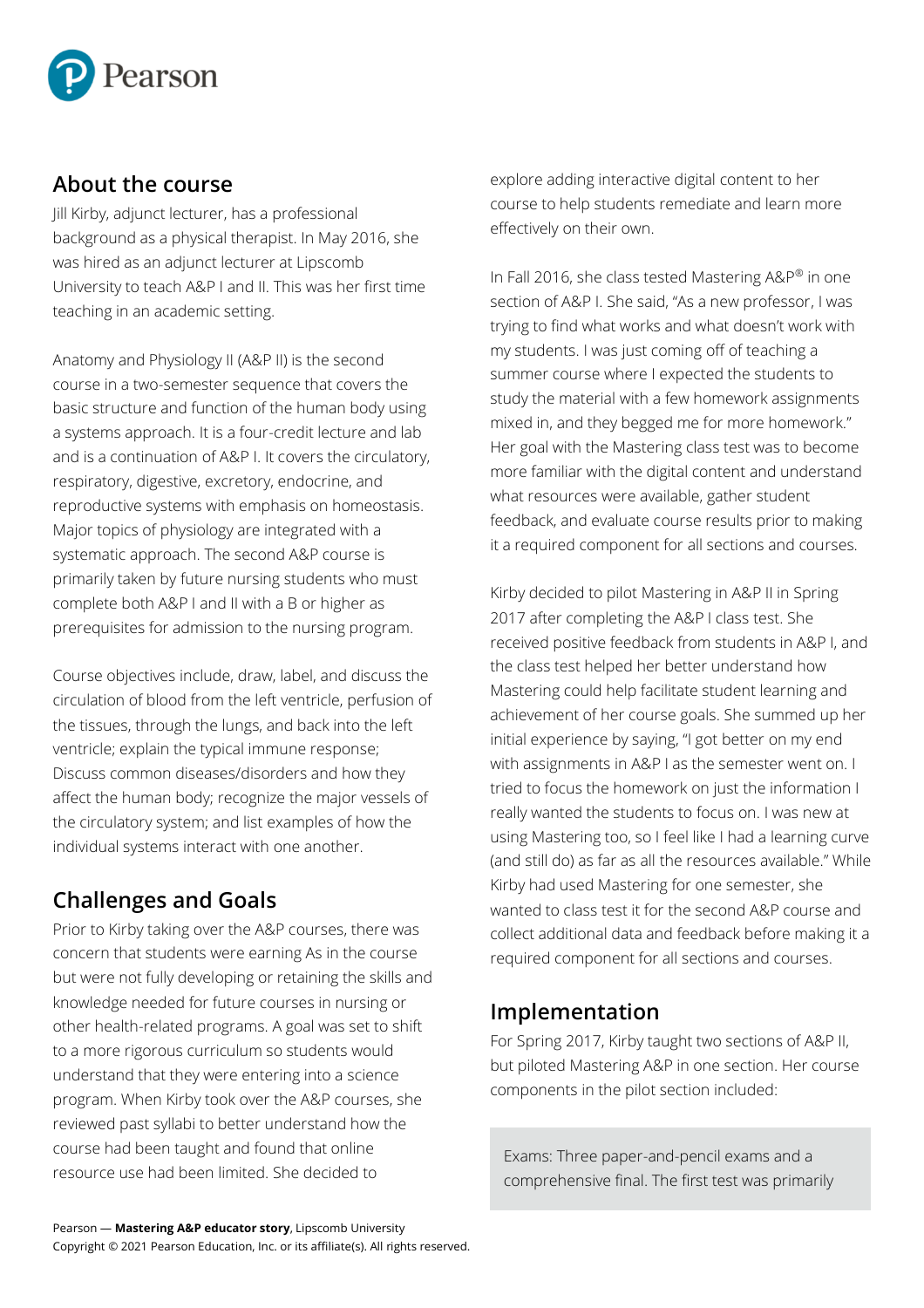## About the course

Jill Kirby, adjunct lecturer, has a professional background as a physical therapist. In May 2016, she was hired as an adjunct lecturer at Lipscomb University to teach A&P I and II. This was her first time teaching in an academic setting.

Anatomy and Physiology II (A&P II) is the second course in a two-semester sequence that covers the basic structure and function of the human body using a systems approach. It is a four-credit lecture and lab and is a continuation of A&P I. It covers the circulatory, respiratory, digestive, excretory, endocrine, and reproductive systems with emphasis on homeostasis. Major topics of physiology are integrated with a systematic approach. The second A&P course is primarily taken by future nursing students who must complete both A&P I and II with a B or higher as prerequisites for admission to the nursing program.

Course objectives include, draw, label, and discuss the circulation of blood from the left ventricle, perfusion of the tissues, through the lungs, and back into the left ventricle; explain the typical immune response; Discuss common diseases/disorders and how they affect the human body; recognize the major vessels of the circulatory system; and list examples of how the individual systems interact with one another.

## Challenges and Goals

Prior to Kirby taking over the A&P courses, there was concern that students were earning As in the course but were not fully developing or retaining the skills and knowledge needed for future courses in nursing or other health-related programs. A goal was set to shift to a more rigorous curriculum so students would understand that they were entering into a science program. When Kirby took over the A&P courses, she reviewed past syllabi to better understand how the course had been taught and found that online resource use had been limited. She decided to explore adding interactive digital content to her course to help students remediate and learn more effectively on their own.

In Fall 2016, she class tested Mastering A&P® in one section of A&P I. She said, "As a new professor, I was trying to find what works and what doesn't work with my students. I was just coming off of teaching a summer course where I expected the students to study the material with a few homework assignments mixed in, and they begged me for more homework." Her goal with the Mastering class test was to become more familiar with the digital content and understand what resources were available, gather student feedback, and evaluate course results prior to making it a required component for all sections and courses.

Kirby decided to pilot Mastering in A&P II in Spring 2017 after completing the A&P I class test. She received positive feedback from students in A&P I, and the class test helped her better understand how Mastering could help facilitate student learning and achievement of her course goals. She summed up her initial experience by saying, "I got better on my end with assignments in A&P I as the semester went on. I tried to focus the homework on just the information I really wanted the students to focus on. I was new at using Mastering too, so I feel like I had a learning curve (and still do) as far as all the resources available." While Kirby had used Mastering for one semester, she wanted to class test it for the second A&P course and collect additional data and feedback before making it a required component for all sections and courses.

## Implementation

For Spring 2017, Kirby taught two sections of A&P II, but piloted Mastering A&P in one section. Her course components in the pilot section included:

Exams: Three paper-and-pencil exams and a comprehensive final. The first test was primarily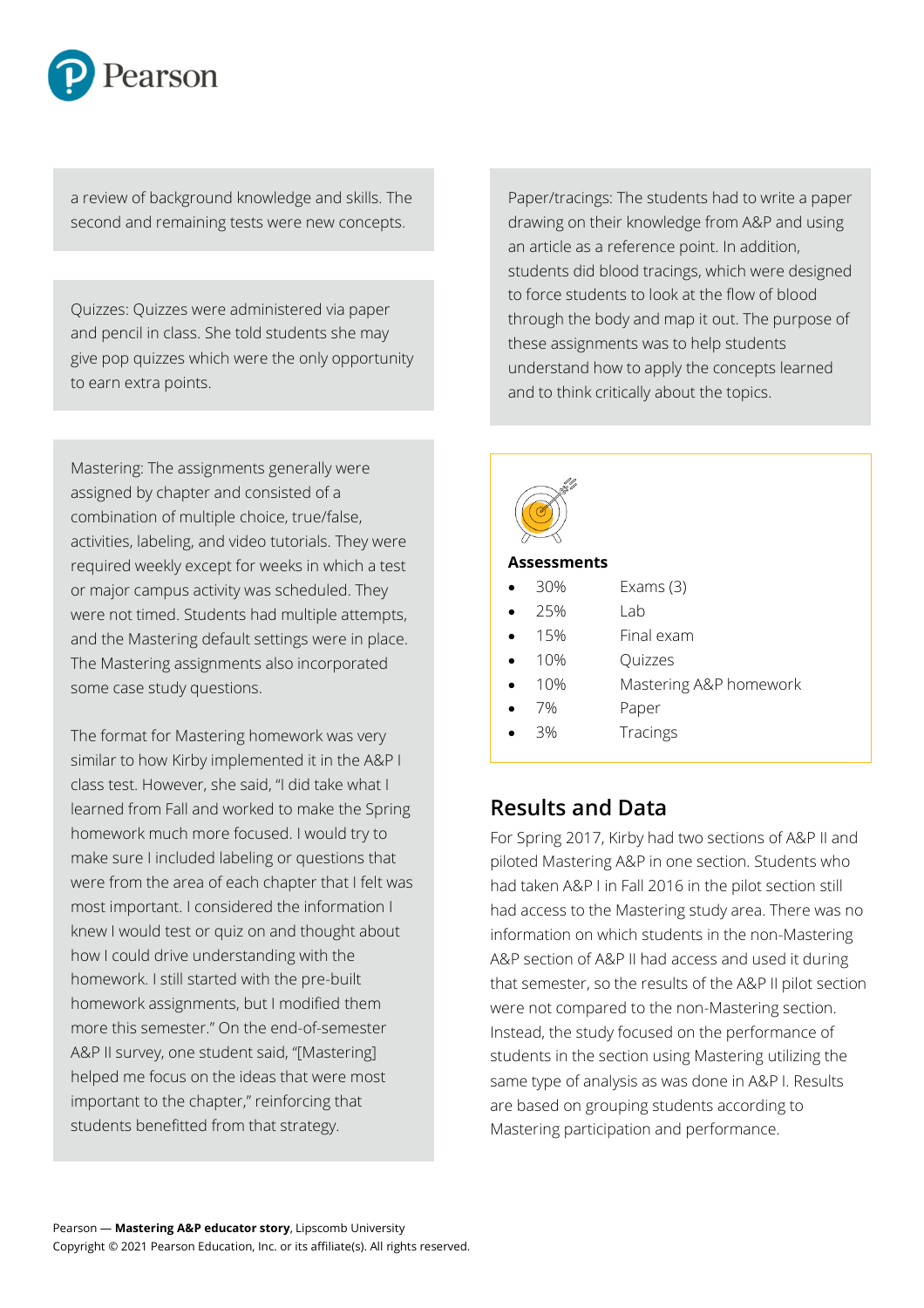a review of background knowledge and skills. The second and remaining tests were new concepts.

Quizzes: Quizzes were administered via paper and pencil in class. She told students she may give pop quizzes which were the only opportunity to earn extra points.

Mastering: The assignments generally were assigned by chapter and consisted of a combination of multiple choice, true/false, activities, labeling, and video tutorials. They were required weekly except for weeks in which a test or major campus activity was scheduled. They were not timed. Students had multiple attempts, and the Mastering default settings were in place. The Mastering assignments also incorporated some case study questions.

The format for Mastering homework was very similar to how Kirby implemented it in the A&P I class test. However, she said, "I did take what I learned from Fall and worked to make the Spring homework much more focused. I would try to make sure I included labeling or questions that were from the area of each chapter that I felt was most important. I considered the information I knew I would test or quiz on and thought about how I could drive understanding with the homework. I still started with the pre-built homework assignments, but I modified them more this semester." On the end-of-semester A&P II survey, one student said, "[Mastering] helped me focus on the ideas that were most important to the chapter," reinforcing that students benefitted from that strategy.

Paper/tracings: The students had to write a paper drawing on their knowledge from A&P and using an article as a reference point. In addition, students did blood tracings, which were designed to force students to look at the flow of blood through the body and map it out. The purpose of these assignments was to help students understand how to apply the concepts learned and to think critically about the topics.

**Assessments**

- 30% Exams (3)
- 25% Lab
- 15% Final exam
- 10% Quizzes
- 10% Mastering A&P homework
- 7% Paper
- 3% Tracings

## Results and Data

For Spring 2017, Kirby had two sections of A&P II and piloted Mastering A&P in one section. Students who had taken A&P I in Fall 2016 in the pilot section still had access to the Mastering study area. There was no information on which students in the non-Mastering A&P section of A&P II had access and used it during that semester, so the results of the A&P II pilot section were not compared to the non-Mastering section. Instead, the study focused on the performance of students in the section using Mastering utilizing the same type of analysis as was done in A&P I. Results are based on grouping students according to Mastering participation and performance.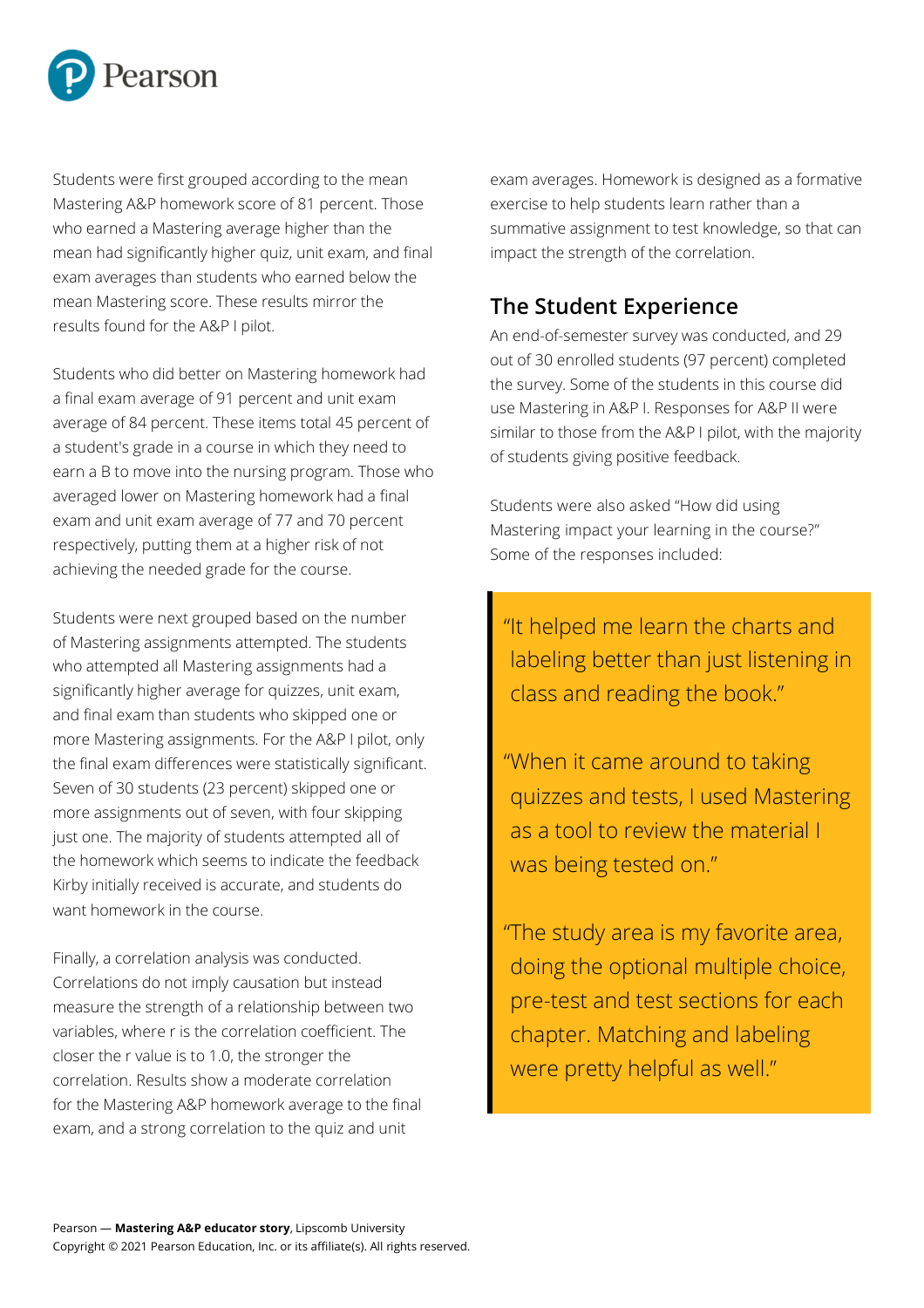Students were first grouped according to the mean Mastering A&P homework score of 81 percent. Those who earned a Mastering average higher than the mean had significantly higher quiz, unit exam, and final exam averages than students who earned below the mean Mastering score. These results mirror the results found for the A&P I pilot.

Students who did better on Mastering homework had a final exam average of 91 percent and unit exam average of 84 percent. These items total 45 percent of a student's grade in a course in which they need to earn a B to move into the nursing program. Those who averaged lower on Mastering homework had a final exam and unit exam average of 77 and 70 percent respectively, putting them at a higher risk of not achieving the needed grade for the course.

Students were next grouped based on the number of Mastering assignments attempted. The students who attempted all Mastering assignments had a significantly higher average for quizzes, unit exam, and final exam than students who skipped one or more Mastering assignments. For the A&P I pilot, only the final exam differences were statistically significant. Seven of 30 students (23 percent) skipped one or more assignments out of seven, with four skipping just one. The majority of students attempted all of the homework which seems to indicate the feedback Kirby initially received is accurate, and students do want homework in the course.

Finally, a correlation analysis was conducted. Correlations do not imply causation but instead measure the strength of a relationship between two variables, where r is the correlation coefficient. The closer the r value is to 1.0, the stronger the correlation. Results show a moderate correlation for the Mastering A&P homework average to the final exam, and a strong correlation to the quiz and unit exam averages. Homework is designed as a formative exercise to help students learn rather than a summative assignment to test knowledge, so that can impact the strength of the correlation.

## The Student Experience

An end-of-semester survey was conducted, and 29 out of 30 enrolled students (97 percent) completed the survey. Some of the students in this course did use Mastering in A&P I. Responses for A&P II were similar to those from the A&P I pilot, with the majority of students giving positive feedback.

Students were also asked "How did using Mastering impact your learning in the course?" Some of the responses included:

> "It helped me learn the charts and labeling better than just listening in class and reading the book."
>
> "When it came around to taking quizzes and tests, I used Mastering as a tool to review the material I was being tested on."
>
> "The study area is my favorite area, doing the optional multiple choice, pre-test and test sections for each chapter. Matching and labeling were pretty helpful as well."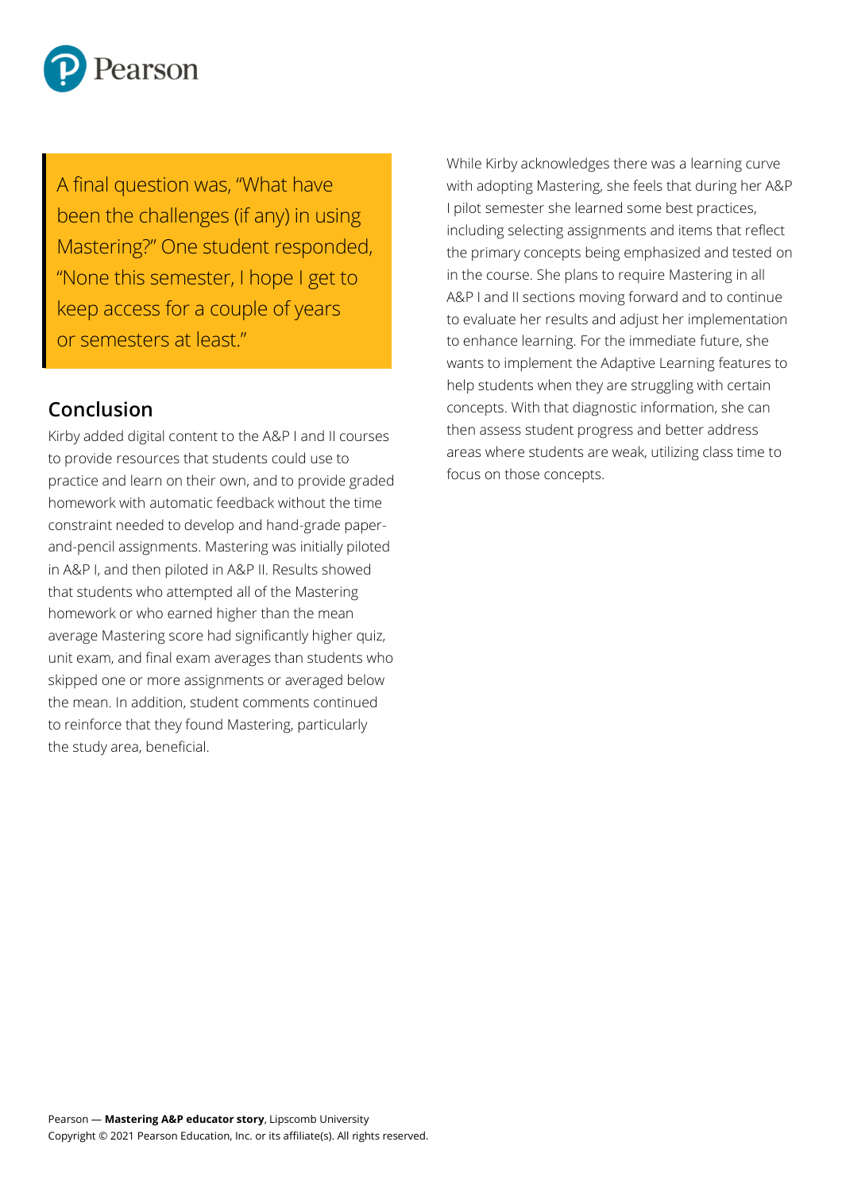> A final question was, "What have been the challenges (if any) in using Mastering?" One student responded, "None this semester, I hope I get to keep access for a couple of years or semesters at least."

## Conclusion

Kirby added digital content to the A&P I and II courses to provide resources that students could use to practice and learn on their own, and to provide graded homework with automatic feedback without the time constraint needed to develop and hand-grade paper-and-pencil assignments. Mastering was initially piloted in A&P I, and then piloted in A&P II. Results showed that students who attempted all of the Mastering homework or who earned higher than the mean average Mastering score had significantly higher quiz, unit exam, and final exam averages than students who skipped one or more assignments or averaged below the mean. In addition, student comments continued to reinforce that they found Mastering, particularly the study area, beneficial.

While Kirby acknowledges there was a learning curve with adopting Mastering, she feels that during her A&P I pilot semester she learned some best practices, including selecting assignments and items that reflect the primary concepts being emphasized and tested on in the course. She plans to require Mastering in all A&P I and II sections moving forward and to continue to evaluate her results and adjust her implementation to enhance learning. For the immediate future, she wants to implement the Adaptive Learning features to help students when they are struggling with certain concepts. With that diagnostic information, she can then assess student progress and better address areas where students are weak, utilizing class time to focus on those concepts.